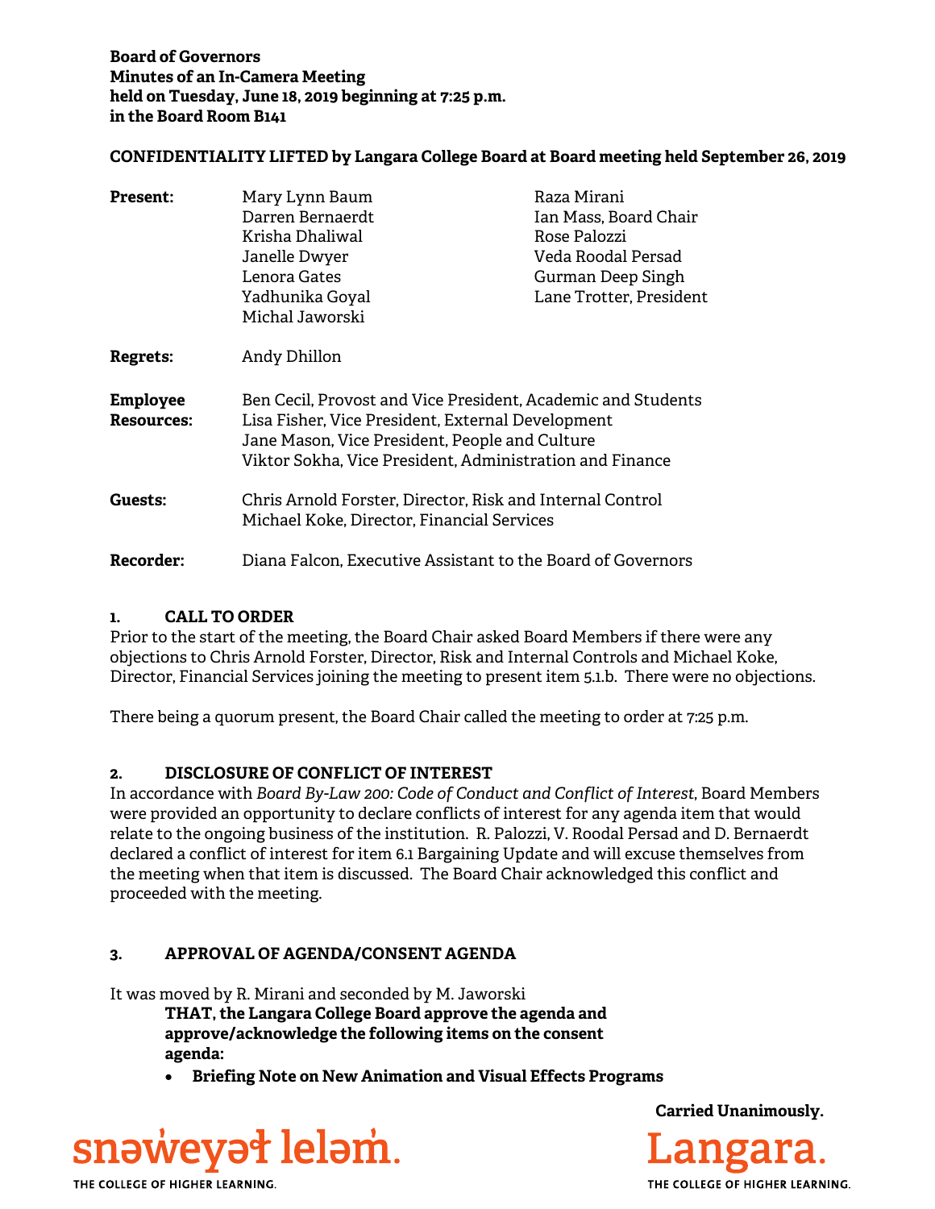**Board of Governors**
**Minutes of an In-Camera Meeting**
**held on Tuesday, June 18, 2019 beginning at 7:25 p.m.**
**in the Board Room B141**

**CONFIDENTIALITY LIFTED by Langara College Board at Board meeting held September 26, 2019**

| | | |
|---|---|---|
| **Present:** | Mary Lynn Baum | Raza Mirani |
| | Darren Bernaerdt | Ian Mass, Board Chair |
| | Krisha Dhaliwal | Rose Palozzi |
| | Janelle Dwyer | Veda Roodal Persad |
| | Lenora Gates | Gurman Deep Singh |
| | Yadhunika Goyal | Lane Trotter, President |
| | Michal Jaworski | |
| **Regrets:** | Andy Dhillon | |
| **Employee Resources:** | Ben Cecil, Provost and Vice President, Academic and Students<br>Lisa Fisher, Vice President, External Development<br>Jane Mason, Vice President, People and Culture<br>Viktor Sokha, Vice President, Administration and Finance | |
| **Guests:** | Chris Arnold Forster, Director, Risk and Internal Control<br>Michael Koke, Director, Financial Services | |
| **Recorder:** | Diana Falcon, Executive Assistant to the Board of Governors | |

## 1. CALL TO ORDER

Prior to the start of the meeting, the Board Chair asked Board Members if there were any objections to Chris Arnold Forster, Director, Risk and Internal Controls and Michael Koke, Director, Financial Services joining the meeting to present item 5.1.b. There were no objections.

There being a quorum present, the Board Chair called the meeting to order at 7:25 p.m.

## 2. DISCLOSURE OF CONFLICT OF INTEREST

In accordance with *Board By-Law 200: Code of Conduct and Conflict of Interest*, Board Members were provided an opportunity to declare conflicts of interest for any agenda item that would relate to the ongoing business of the institution. R. Palozzi, V. Roodal Persad and D. Bernaerdt declared a conflict of interest for item 6.1 Bargaining Update and will excuse themselves from the meeting when that item is discussed. The Board Chair acknowledged this conflict and proceeded with the meeting.

## 3. APPROVAL OF AGENDA/CONSENT AGENDA

It was moved by R. Mirani and seconded by M. Jaworski

> **THAT, the Langara College Board approve the agenda and approve/acknowledge the following items on the consent agenda:**
>
> - **Briefing Note on New Animation and Visual Effects Programs**

**Carried Unanimously.**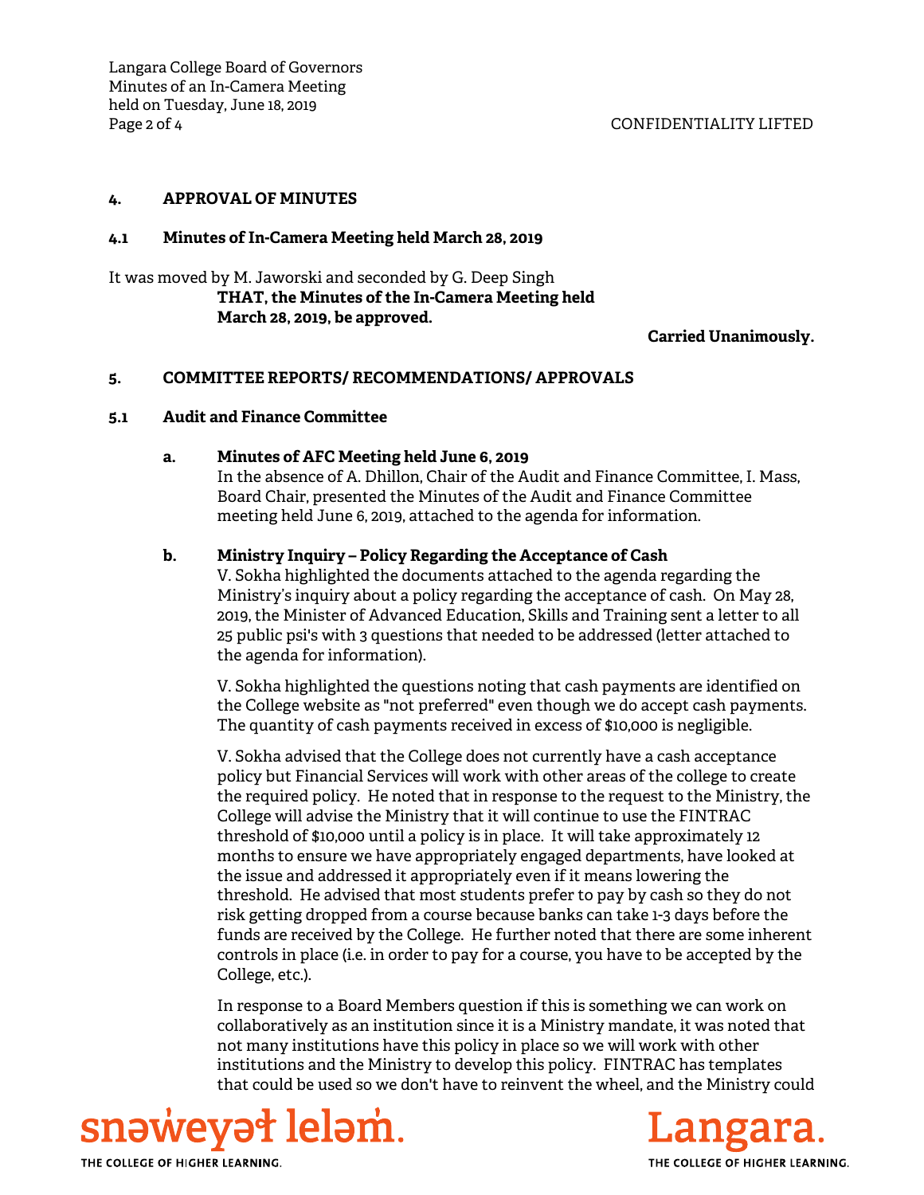## 4. APPROVAL OF MINUTES

### 4.1 Minutes of In-Camera Meeting held March 28, 2019

It was moved by M. Jaworski and seconded by G. Deep Singh

**THAT, the Minutes of the In-Camera Meeting held March 28, 2019, be approved.**

**Carried Unanimously.**

## 5. COMMITTEE REPORTS/ RECOMMENDATIONS/ APPROVALS

### 5.1 Audit and Finance Committee

**a. Minutes of AFC Meeting held June 6, 2019**

In the absence of A. Dhillon, Chair of the Audit and Finance Committee, I. Mass, Board Chair, presented the Minutes of the Audit and Finance Committee meeting held June 6, 2019, attached to the agenda for information.

**b. Ministry Inquiry – Policy Regarding the Acceptance of Cash**

V. Sokha highlighted the documents attached to the agenda regarding the Ministry's inquiry about a policy regarding the acceptance of cash. On May 28, 2019, the Minister of Advanced Education, Skills and Training sent a letter to all 25 public psi's with 3 questions that needed to be addressed (letter attached to the agenda for information).

V. Sokha highlighted the questions noting that cash payments are identified on the College website as "not preferred" even though we do accept cash payments. The quantity of cash payments received in excess of $10,000 is negligible.

V. Sokha advised that the College does not currently have a cash acceptance policy but Financial Services will work with other areas of the college to create the required policy. He noted that in response to the request to the Ministry, the College will advise the Ministry that it will continue to use the FINTRAC threshold of $10,000 until a policy is in place. It will take approximately 12 months to ensure we have appropriately engaged departments, have looked at the issue and addressed it appropriately even if it means lowering the threshold. He advised that most students prefer to pay by cash so they do not risk getting dropped from a course because banks can take 1-3 days before the funds are received by the College. He further noted that there are some inherent controls in place (i.e. in order to pay for a course, you have to be accepted by the College, etc.).

In response to a Board Members question if this is something we can work on collaboratively as an institution since it is a Ministry mandate, it was noted that not many institutions have this policy in place so we will work with other institutions and the Ministry to develop this policy. FINTRAC has templates that could be used so we don't have to reinvent the wheel, and the Ministry could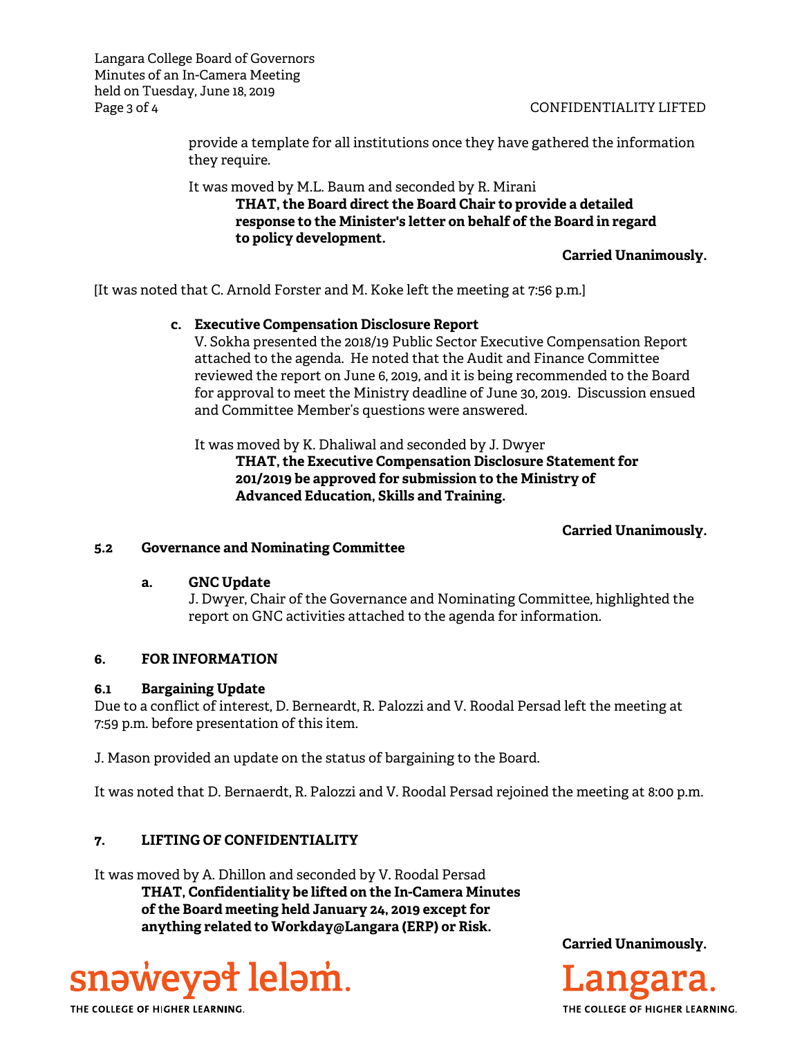provide a template for all institutions once they have gathered the information they require.

It was moved by M.L. Baum and seconded by R. Mirani

**THAT, the Board direct the Board Chair to provide a detailed response to the Minister's letter on behalf of the Board in regard to policy development.**

**Carried Unanimously.**

[It was noted that C. Arnold Forster and M. Koke left the meeting at 7:56 p.m.]

**c. Executive Compensation Disclosure Report**

V. Sokha presented the 2018/19 Public Sector Executive Compensation Report attached to the agenda. He noted that the Audit and Finance Committee reviewed the report on June 6, 2019, and it is being recommended to the Board for approval to meet the Ministry deadline of June 30, 2019. Discussion ensued and Committee Member's questions were answered.

It was moved by K. Dhaliwal and seconded by J. Dwyer

**THAT, the Executive Compensation Disclosure Statement for 201/2019 be approved for submission to the Ministry of Advanced Education, Skills and Training.**

**Carried Unanimously.**

### 5.2 Governance and Nominating Committee

**a. GNC Update**

J. Dwyer, Chair of the Governance and Nominating Committee, highlighted the report on GNC activities attached to the agenda for information.

## 6. FOR INFORMATION

### 6.1 Bargaining Update

Due to a conflict of interest, D. Berneardt, R. Palozzi and V. Roodal Persad left the meeting at 7:59 p.m. before presentation of this item.

J. Mason provided an update on the status of bargaining to the Board.

It was noted that D. Bernaerdt, R. Palozzi and V. Roodal Persad rejoined the meeting at 8:00 p.m.

## 7. LIFTING OF CONFIDENTIALITY

It was moved by A. Dhillon and seconded by V. Roodal Persad

**THAT, Confidentiality be lifted on the In-Camera Minutes of the Board meeting held January 24, 2019 except for anything related to Workday@Langara (ERP) or Risk.**

**Carried Unanimously.**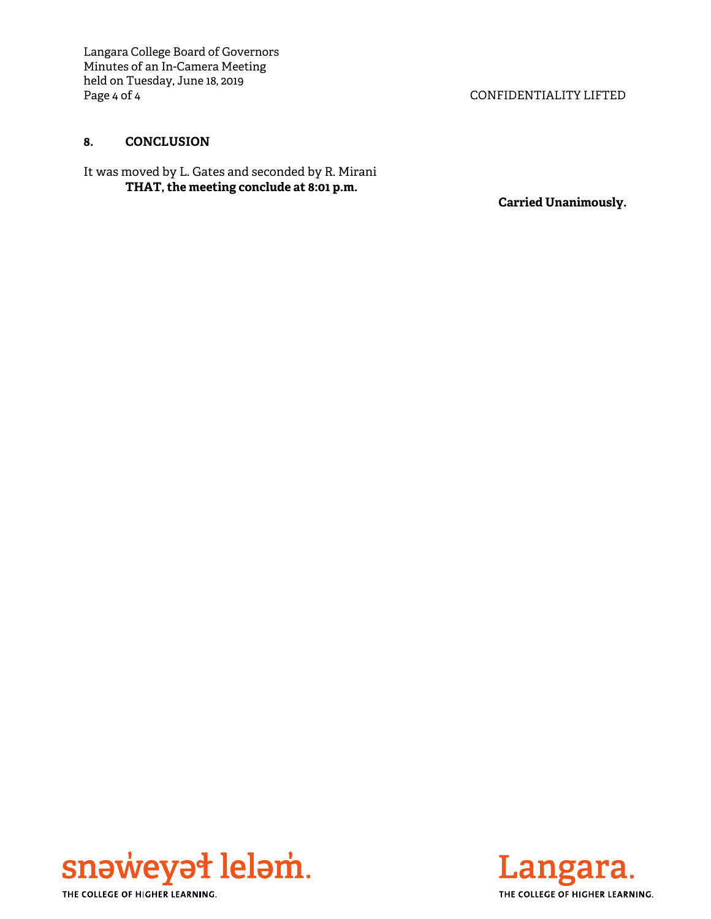## 8. CONCLUSION

It was moved by L. Gates and seconded by R. Mirani

**THAT, the meeting conclude at 8:01 p.m.**

**Carried Unanimously.**